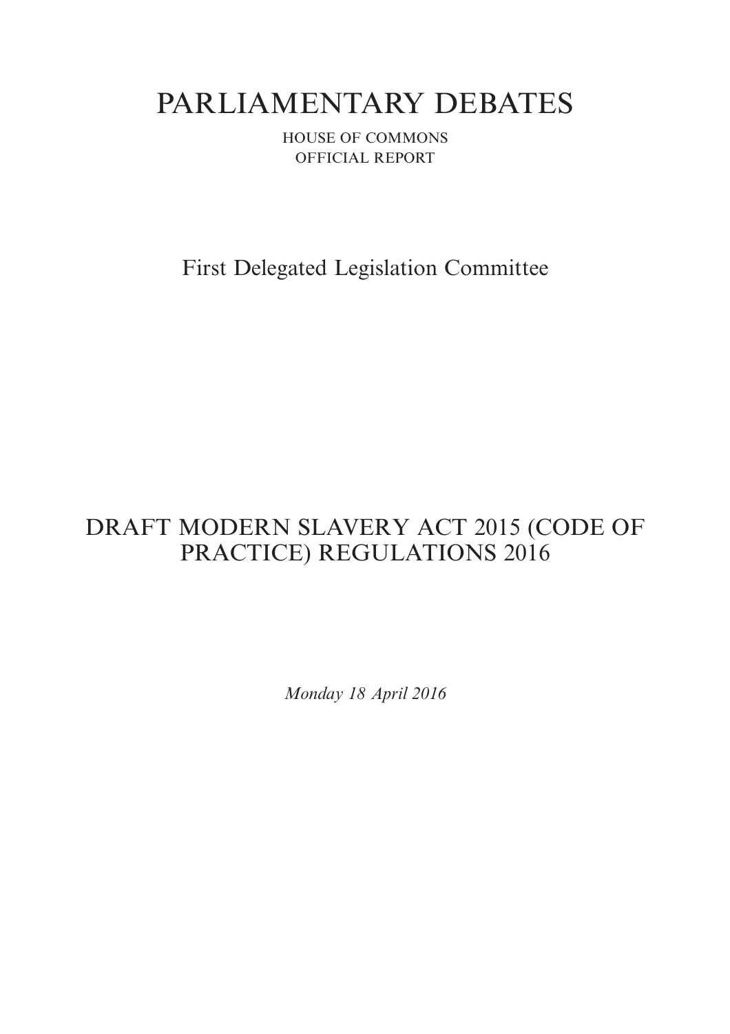# PARLIAMENTARY DEBATES

HOUSE OF COMMONS
OFFICIAL REPORT

## First Delegated Legislation Committee

## DRAFT MODERN SLAVERY ACT 2015 (CODE OF PRACTICE) REGULATIONS 2016

*Monday 18 April 2016*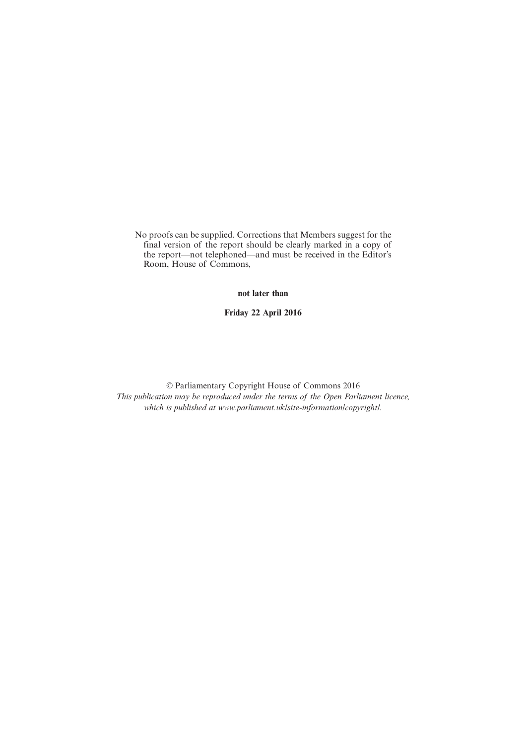No proofs can be supplied. Corrections that Members suggest for the final version of the report should be clearly marked in a copy of the report—not telephoned—and must be received in the Editor's Room, House of Commons,

**not later than**

**Friday 22 April 2016**

© Parliamentary Copyright House of Commons 2016

*This publication may be reproduced under the terms of the Open Parliament licence, which is published at www.parliament.uk/site-information/copyright/.*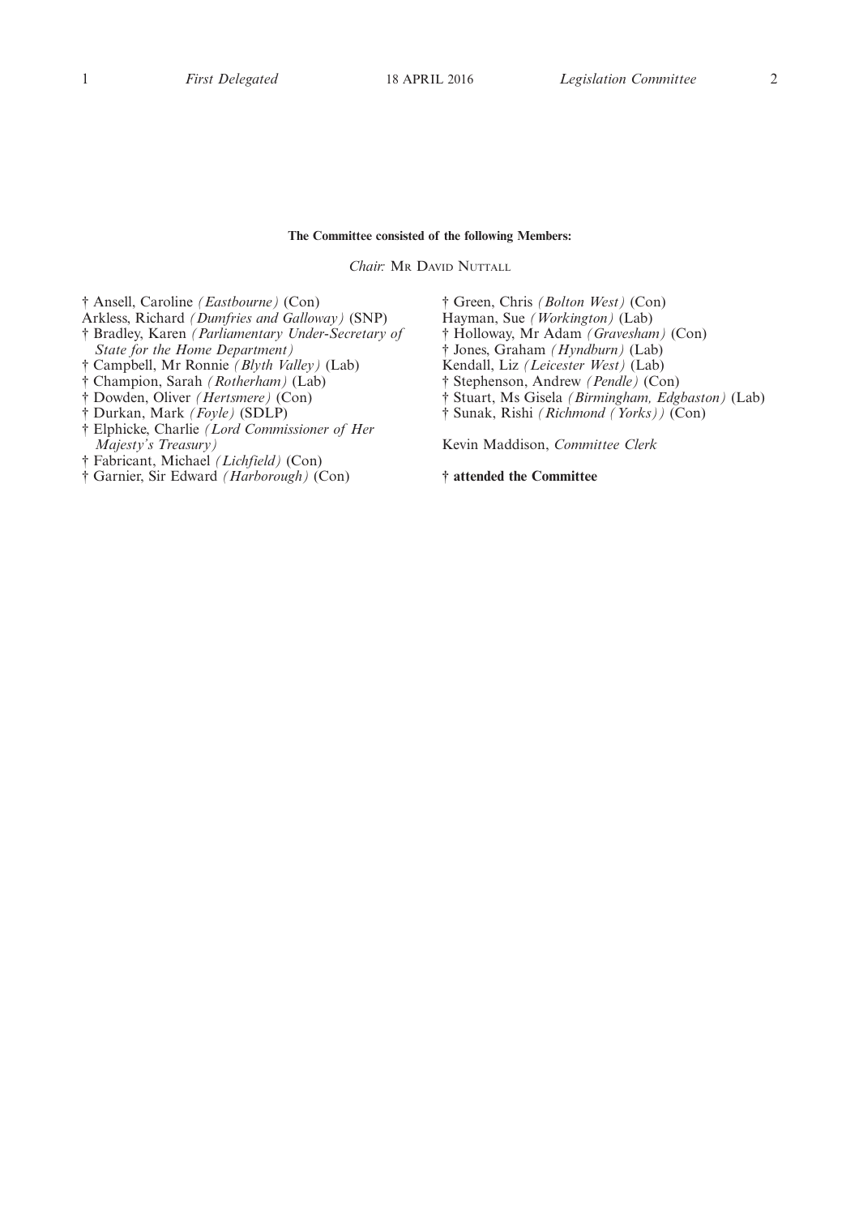**The Committee consisted of the following Members:**

*Chair:* Mr David Nuttall

† Ansell, Caroline *(Eastbourne)* (Con)
Arkless, Richard *(Dumfries and Galloway)* (SNP)
† Bradley, Karen *(Parliamentary Under-Secretary of State for the Home Department)*
† Campbell, Mr Ronnie *(Blyth Valley)* (Lab)
† Champion, Sarah *(Rotherham)* (Lab)
† Dowden, Oliver *(Hertsmere)* (Con)
† Durkan, Mark *(Foyle)* (SDLP)
† Elphicke, Charlie *(Lord Commissioner of Her Majesty's Treasury)*
† Fabricant, Michael *(Lichfield)* (Con)
† Garnier, Sir Edward *(Harborough)* (Con)
† Green, Chris *(Bolton West)* (Con)
Hayman, Sue *(Workington)* (Lab)
† Holloway, Mr Adam *(Gravesham)* (Con)
† Jones, Graham *(Hyndburn)* (Lab)
Kendall, Liz *(Leicester West)* (Lab)
† Stephenson, Andrew *(Pendle)* (Con)
† Stuart, Ms Gisela *(Birmingham, Edgbaston)* (Lab)
† Sunak, Rishi *(Richmond (Yorks))* (Con)

Kevin Maddison, *Committee Clerk*

**† attended the Committee**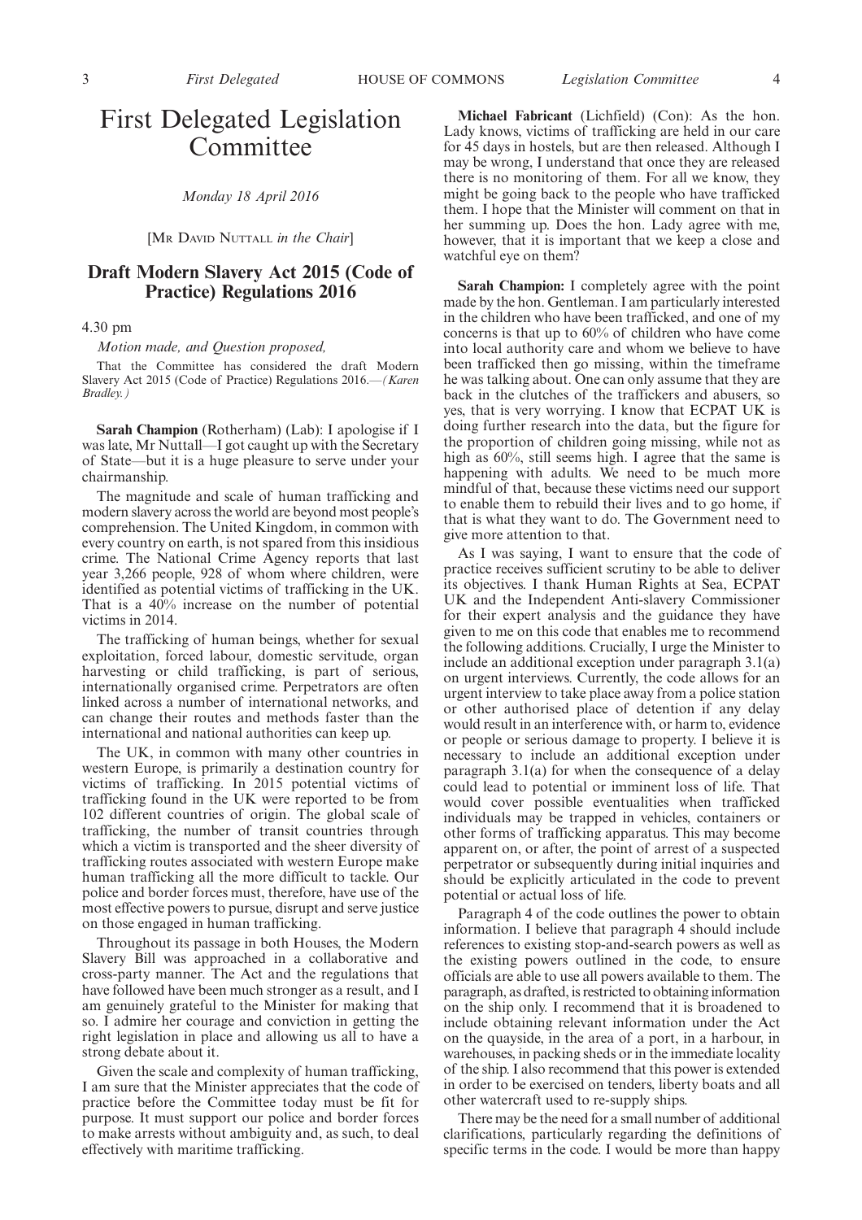# First Delegated Legislation Committee

*Monday 18 April 2016*

[MR DAVID NUTTALL *in the Chair*]

## Draft Modern Slavery Act 2015 (Code of Practice) Regulations 2016

4.30 pm

*Motion made, and Question proposed,*

That the Committee has considered the draft Modern Slavery Act 2015 (Code of Practice) Regulations 2016.—*(Karen Bradley.)*

**Sarah Champion** (Rotherham) (Lab): I apologise if I was late, Mr Nuttall—I got caught up with the Secretary of State—but it is a huge pleasure to serve under your chairmanship.

The magnitude and scale of human trafficking and modern slavery across the world are beyond most people's comprehension. The United Kingdom, in common with every country on earth, is not spared from this insidious crime. The National Crime Agency reports that last year 3,266 people, 928 of whom where children, were identified as potential victims of trafficking in the UK. That is a 40% increase on the number of potential victims in 2014.

The trafficking of human beings, whether for sexual exploitation, forced labour, domestic servitude, organ harvesting or child trafficking, is part of serious, internationally organised crime. Perpetrators are often linked across a number of international networks, and can change their routes and methods faster than the international and national authorities can keep up.

The UK, in common with many other countries in western Europe, is primarily a destination country for victims of trafficking. In 2015 potential victims of trafficking found in the UK were reported to be from 102 different countries of origin. The global scale of trafficking, the number of transit countries through which a victim is transported and the sheer diversity of trafficking routes associated with western Europe make human trafficking all the more difficult to tackle. Our police and border forces must, therefore, have use of the most effective powers to pursue, disrupt and serve justice on those engaged in human trafficking.

Throughout its passage in both Houses, the Modern Slavery Bill was approached in a collaborative and cross-party manner. The Act and the regulations that have followed have been much stronger as a result, and I am genuinely grateful to the Minister for making that so. I admire her courage and conviction in getting the right legislation in place and allowing us all to have a strong debate about it.

Given the scale and complexity of human trafficking, I am sure that the Minister appreciates that the code of practice before the Committee today must be fit for purpose. It must support our police and border forces to make arrests without ambiguity and, as such, to deal effectively with maritime trafficking.

**Michael Fabricant** (Lichfield) (Con): As the hon. Lady knows, victims of trafficking are held in our care for 45 days in hostels, but are then released. Although I may be wrong, I understand that once they are released there is no monitoring of them. For all we know, they might be going back to the people who have trafficked them. I hope that the Minister will comment on that in her summing up. Does the hon. Lady agree with me, however, that it is important that we keep a close and watchful eye on them?

**Sarah Champion:** I completely agree with the point made by the hon. Gentleman. I am particularly interested in the children who have been trafficked, and one of my concerns is that up to 60% of children who have come into local authority care and whom we believe to have been trafficked then go missing, within the timeframe he was talking about. One can only assume that they are back in the clutches of the traffickers and abusers, so yes, that is very worrying. I know that ECPAT UK is doing further research into the data, but the figure for the proportion of children going missing, while not as high as 60%, still seems high. I agree that the same is happening with adults. We need to be much more mindful of that, because these victims need our support to enable them to rebuild their lives and to go home, if that is what they want to do. The Government need to give more attention to that.

As I was saying, I want to ensure that the code of practice receives sufficient scrutiny to be able to deliver its objectives. I thank Human Rights at Sea, ECPAT UK and the Independent Anti-slavery Commissioner for their expert analysis and the guidance they have given to me on this code that enables me to recommend the following additions. Crucially, I urge the Minister to include an additional exception under paragraph 3.1(a) on urgent interviews. Currently, the code allows for an urgent interview to take place away from a police station or other authorised place of detention if any delay would result in an interference with, or harm to, evidence or people or serious damage to property. I believe it is necessary to include an additional exception under paragraph 3.1(a) for when the consequence of a delay could lead to potential or imminent loss of life. That would cover possible eventualities when trafficked individuals may be trapped in vehicles, containers or other forms of trafficking apparatus. This may become apparent on, or after, the point of arrest of a suspected perpetrator or subsequently during initial inquiries and should be explicitly articulated in the code to prevent potential or actual loss of life.

Paragraph 4 of the code outlines the power to obtain information. I believe that paragraph 4 should include references to existing stop-and-search powers as well as the existing powers outlined in the code, to ensure officials are able to use all powers available to them. The paragraph, as drafted, is restricted to obtaining information on the ship only. I recommend that it is broadened to include obtaining relevant information under the Act on the quayside, in the area of a port, in a harbour, in warehouses, in packing sheds or in the immediate locality of the ship. I also recommend that this power is extended in order to be exercised on tenders, liberty boats and all other watercraft used to re-supply ships.

There may be the need for a small number of additional clarifications, particularly regarding the definitions of specific terms in the code. I would be more than happy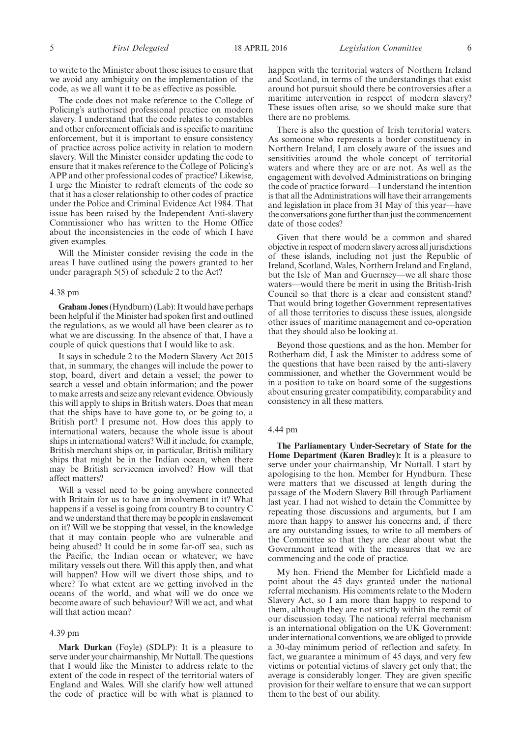to write to the Minister about those issues to ensure that we avoid any ambiguity on the implementation of the code, as we all want it to be as effective as possible.

The code does not make reference to the College of Policing's authorised professional practice on modern slavery. I understand that the code relates to constables and other enforcement officials and is specific to maritime enforcement, but it is important to ensure consistency of practice across police activity in relation to modern slavery. Will the Minister consider updating the code to ensure that it makes reference to the College of Policing's APP and other professional codes of practice? Likewise, I urge the Minister to redraft elements of the code so that it has a closer relationship to other codes of practice under the Police and Criminal Evidence Act 1984. That issue has been raised by the Independent Anti-slavery Commissioner who has written to the Home Office about the inconsistencies in the code of which I have given examples.

Will the Minister consider revising the code in the areas I have outlined using the powers granted to her under paragraph 5(5) of schedule 2 to the Act?

4.38 pm

**Graham Jones** (Hyndburn) (Lab): It would have perhaps been helpful if the Minister had spoken first and outlined the regulations, as we would all have been clearer as to what we are discussing. In the absence of that, I have a couple of quick questions that I would like to ask.

It says in schedule 2 to the Modern Slavery Act 2015 that, in summary, the changes will include the power to stop, board, divert and detain a vessel; the power to search a vessel and obtain information; and the power to make arrests and seize any relevant evidence. Obviously this will apply to ships in British waters. Does that mean that the ships have to have gone to, or be going to, a British port? I presume not. How does this apply to international waters, because the whole issue is about ships in international waters? Will it include, for example, British merchant ships or, in particular, British military ships that might be in the Indian ocean, when there may be British servicemen involved? How will that affect matters?

Will a vessel need to be going anywhere connected with Britain for us to have an involvement in it? What happens if a vessel is going from country B to country C and we understand that there may be people in enslavement on it? Will we be stopping that vessel, in the knowledge that it may contain people who are vulnerable and being abused? It could be in some far-off sea, such as the Pacific, the Indian ocean or whatever; we have military vessels out there. Will this apply then, and what will happen? How will we divert those ships, and to where? To what extent are we getting involved in the oceans of the world, and what will we do once we become aware of such behaviour? Will we act, and what will that action mean?

4.39 pm

**Mark Durkan** (Foyle) (SDLP): It is a pleasure to serve under your chairmanship, Mr Nuttall. The questions that I would like the Minister to address relate to the extent of the code in respect of the territorial waters of England and Wales. Will she clarify how well attuned the code of practice will be with what is planned to happen with the territorial waters of Northern Ireland and Scotland, in terms of the understandings that exist around hot pursuit should there be controversies after a maritime intervention in respect of modern slavery? These issues often arise, so we should make sure that there are no problems.

There is also the question of Irish territorial waters. As someone who represents a border constituency in Northern Ireland, I am closely aware of the issues and sensitivities around the whole concept of territorial waters and where they are or are not. As well as the engagement with devolved Administrations on bringing the code of practice forward—I understand the intention is that all the Administrations will have their arrangements and legislation in place from 31 May of this year—have the conversations gone further than just the commencement date of those codes?

Given that there would be a common and shared objective in respect of modern slavery across all jurisdictions of these islands, including not just the Republic of Ireland, Scotland, Wales, Northern Ireland and England, but the Isle of Man and Guernsey—we all share those waters—would there be merit in using the British-Irish Council so that there is a clear and consistent stand? That would bring together Government representatives of all those territories to discuss these issues, alongside other issues of maritime management and co-operation that they should also be looking at.

Beyond those questions, and as the hon. Member for Rotherham did, I ask the Minister to address some of the questions that have been raised by the anti-slavery commissioner, and whether the Government would be in a position to take on board some of the suggestions about ensuring greater compatibility, comparability and consistency in all these matters.

4.44 pm

**The Parliamentary Under-Secretary of State for the Home Department (Karen Bradley):** It is a pleasure to serve under your chairmanship, Mr Nuttall. I start by apologising to the hon. Member for Hyndburn. These were matters that we discussed at length during the passage of the Modern Slavery Bill through Parliament last year. I had not wished to detain the Committee by repeating those discussions and arguments, but I am more than happy to answer his concerns and, if there are any outstanding issues, to write to all members of the Committee so that they are clear about what the Government intend with the measures that we are commencing and the code of practice.

My hon. Friend the Member for Lichfield made a point about the 45 days granted under the national referral mechanism. His comments relate to the Modern Slavery Act, so I am more than happy to respond to them, although they are not strictly within the remit of our discussion today. The national referral mechanism is an international obligation on the UK Government: under international conventions, we are obliged to provide a 30-day minimum period of reflection and safety. In fact, we guarantee a minimum of 45 days, and very few victims or potential victims of slavery get only that; the average is considerably longer. They are given specific provision for their welfare to ensure that we can support them to the best of our ability.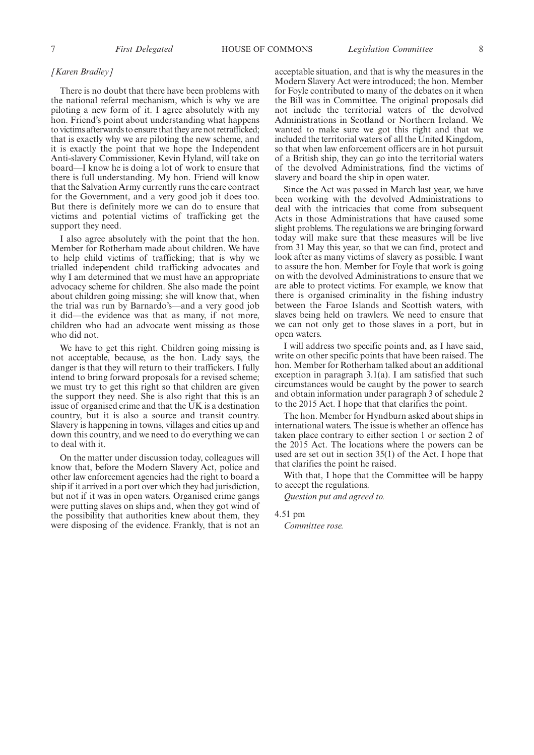*[Karen Bradley]*

There is no doubt that there have been problems with the national referral mechanism, which is why we are piloting a new form of it. I agree absolutely with my hon. Friend's point about understanding what happens to victims afterwards to ensure that they are not retrafficked; that is exactly why we are piloting the new scheme, and it is exactly the point that we hope the Independent Anti-slavery Commissioner, Kevin Hyland, will take on board—I know he is doing a lot of work to ensure that there is full understanding. My hon. Friend will know that the Salvation Army currently runs the care contract for the Government, and a very good job it does too. But there is definitely more we can do to ensure that victims and potential victims of trafficking get the support they need.

I also agree absolutely with the point that the hon. Member for Rotherham made about children. We have to help child victims of trafficking; that is why we trialled independent child trafficking advocates and why I am determined that we must have an appropriate advocacy scheme for children. She also made the point about children going missing; she will know that, when the trial was run by Barnardo's—and a very good job it did—the evidence was that as many, if not more, children who had an advocate went missing as those who did not.

We have to get this right. Children going missing is not acceptable, because, as the hon. Lady says, the danger is that they will return to their traffickers. I fully intend to bring forward proposals for a revised scheme; we must try to get this right so that children are given the support they need. She is also right that this is an issue of organised crime and that the UK is a destination country, but it is also a source and transit country. Slavery is happening in towns, villages and cities up and down this country, and we need to do everything we can to deal with it.

On the matter under discussion today, colleagues will know that, before the Modern Slavery Act, police and other law enforcement agencies had the right to board a ship if it arrived in a port over which they had jurisdiction, but not if it was in open waters. Organised crime gangs were putting slaves on ships and, when they got wind of the possibility that authorities knew about them, they were disposing of the evidence. Frankly, that is not an acceptable situation, and that is why the measures in the Modern Slavery Act were introduced; the hon. Member for Foyle contributed to many of the debates on it when the Bill was in Committee. The original proposals did not include the territorial waters of the devolved Administrations in Scotland or Northern Ireland. We wanted to make sure we got this right and that we included the territorial waters of all the United Kingdom, so that when law enforcement officers are in hot pursuit of a British ship, they can go into the territorial waters of the devolved Administrations, find the victims of slavery and board the ship in open water.

Since the Act was passed in March last year, we have been working with the devolved Administrations to deal with the intricacies that come from subsequent Acts in those Administrations that have caused some slight problems. The regulations we are bringing forward today will make sure that these measures will be live from 31 May this year, so that we can find, protect and look after as many victims of slavery as possible. I want to assure the hon. Member for Foyle that work is going on with the devolved Administrations to ensure that we are able to protect victims. For example, we know that there is organised criminality in the fishing industry between the Faroe Islands and Scottish waters, with slaves being held on trawlers. We need to ensure that we can not only get to those slaves in a port, but in open waters.

I will address two specific points and, as I have said, write on other specific points that have been raised. The hon. Member for Rotherham talked about an additional exception in paragraph 3.1(a). I am satisfied that such circumstances would be caught by the power to search and obtain information under paragraph 3 of schedule 2 to the 2015 Act. I hope that that clarifies the point.

The hon. Member for Hyndburn asked about ships in international waters. The issue is whether an offence has taken place contrary to either section 1 or section 2 of the 2015 Act. The locations where the powers can be used are set out in section 35(1) of the Act. I hope that that clarifies the point he raised.

With that, I hope that the Committee will be happy to accept the regulations.

*Question put and agreed to.*

4.51 pm

*Committee rose.*